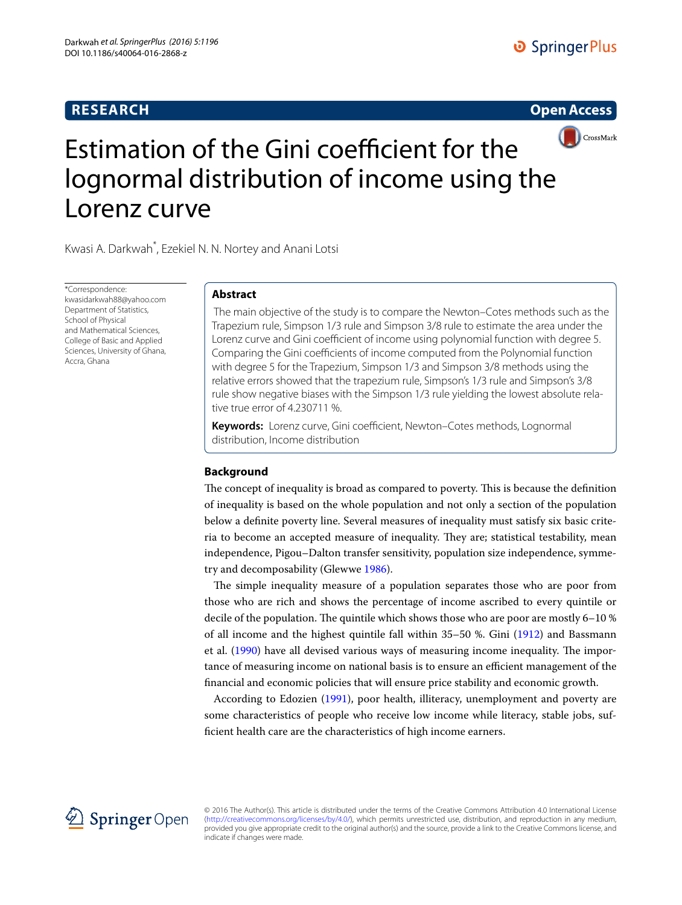RESEARCH

Open Access

# Estimation of the Gini coefficient for the lognormal distribution of income using the Lorenz curve

Kwasi A. Darkwah*, Ezekiel N. N. Nortey and Anani Lotsi

*Correspondence: kwasidarkwah88@yahoo.com
Department of Statistics, School of Physical and Mathematical Sciences, College of Basic and Applied Sciences, University of Ghana, Accra, Ghana

## Abstract

The main objective of the study is to compare the Newton–Cotes methods such as the Trapezium rule, Simpson 1/3 rule and Simpson 3/8 rule to estimate the area under the Lorenz curve and Gini coefficient of income using polynomial function with degree 5. Comparing the Gini coefficients of income computed from the Polynomial function with degree 5 for the Trapezium, Simpson 1/3 and Simpson 3/8 methods using the relative errors showed that the trapezium rule, Simpson's 1/3 rule and Simpson's 3/8 rule show negative biases with the Simpson 1/3 rule yielding the lowest absolute relative true error of 4.230711 %.

**Keywords:** Lorenz curve, Gini coefficient, Newton–Cotes methods, Lognormal distribution, Income distribution

## Background

The concept of inequality is broad as compared to poverty. This is because the definition of inequality is based on the whole population and not only a section of the population below a definite poverty line. Several measures of inequality must satisfy six basic criteria to become an accepted measure of inequality. They are; statistical testability, mean independence, Pigou–Dalton transfer sensitivity, population size independence, symmetry and decomposability (Glewwe 1986).

The simple inequality measure of a population separates those who are poor from those who are rich and shows the percentage of income ascribed to every quintile or decile of the population. The quintile which shows those who are poor are mostly 6–10 % of all income and the highest quintile fall within 35–50 %. Gini (1912) and Bassmann et al. (1990) have all devised various ways of measuring income inequality. The importance of measuring income on national basis is to ensure an efficient management of the financial and economic policies that will ensure price stability and economic growth.

According to Edozien (1991), poor health, illiteracy, unemployment and poverty are some characteristics of people who receive low income while literacy, stable jobs, sufficient health care are the characteristics of high income earners.

© 2016 The Author(s). This article is distributed under the terms of the Creative Commons Attribution 4.0 International License (http://creativecommons.org/licenses/by/4.0/), which permits unrestricted use, distribution, and reproduction in any medium, provided you give appropriate credit to the original author(s) and the source, provide a link to the Creative Commons license, and indicate if changes were made.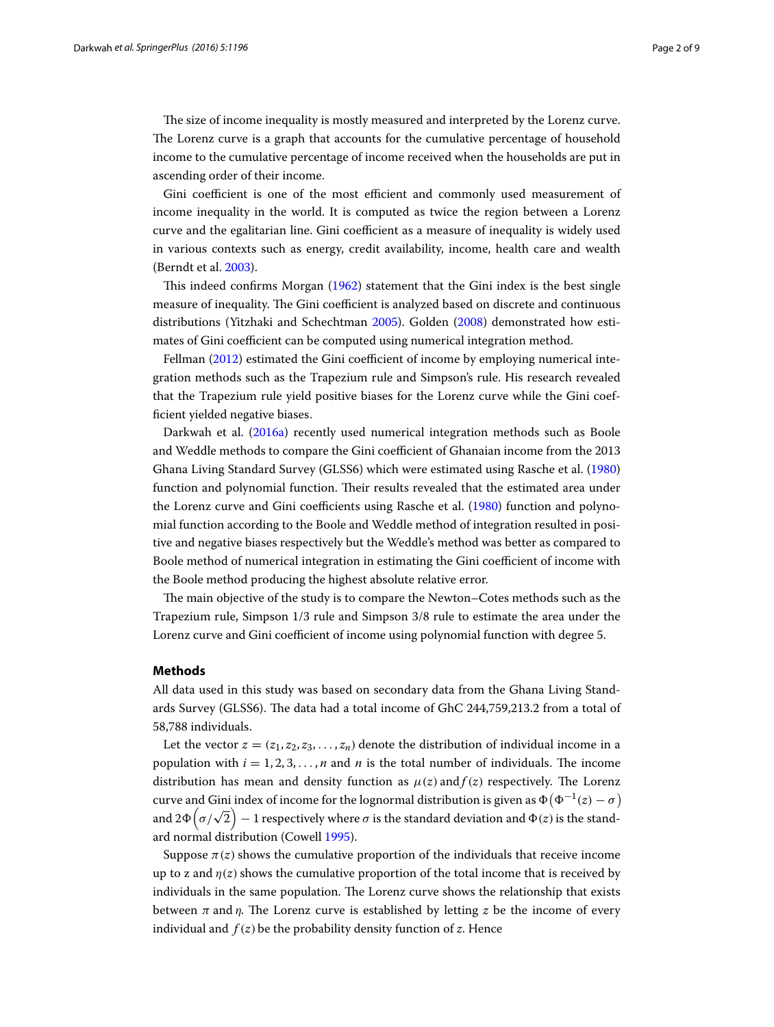The size of income inequality is mostly measured and interpreted by the Lorenz curve. The Lorenz curve is a graph that accounts for the cumulative percentage of household income to the cumulative percentage of income received when the households are put in ascending order of their income.

Gini coefficient is one of the most efficient and commonly used measurement of income inequality in the world. It is computed as twice the region between a Lorenz curve and the egalitarian line. Gini coefficient as a measure of inequality is widely used in various contexts such as energy, credit availability, income, health care and wealth (Berndt et al. 2003).

This indeed confirms Morgan (1962) statement that the Gini index is the best single measure of inequality. The Gini coefficient is analyzed based on discrete and continuous distributions (Yitzhaki and Schechtman 2005). Golden (2008) demonstrated how estimates of Gini coefficient can be computed using numerical integration method.

Fellman (2012) estimated the Gini coefficient of income by employing numerical integration methods such as the Trapezium rule and Simpson's rule. His research revealed that the Trapezium rule yield positive biases for the Lorenz curve while the Gini coefficient yielded negative biases.

Darkwah et al. (2016a) recently used numerical integration methods such as Boole and Weddle methods to compare the Gini coefficient of Ghanaian income from the 2013 Ghana Living Standard Survey (GLSS6) which were estimated using Rasche et al. (1980) function and polynomial function. Their results revealed that the estimated area under the Lorenz curve and Gini coefficients using Rasche et al. (1980) function and polynomial function according to the Boole and Weddle method of integration resulted in positive and negative biases respectively but the Weddle's method was better as compared to Boole method of numerical integration in estimating the Gini coefficient of income with the Boole method producing the highest absolute relative error.

The main objective of the study is to compare the Newton–Cotes methods such as the Trapezium rule, Simpson 1/3 rule and Simpson 3/8 rule to estimate the area under the Lorenz curve and Gini coefficient of income using polynomial function with degree 5.

## Methods

All data used in this study was based on secondary data from the Ghana Living Standards Survey (GLSS6). The data had a total income of GhC 244,759,213.2 from a total of 58,788 individuals.

Let the vector $z = (z_1, z_2, z_3, \ldots, z_n)$ denote the distribution of individual income in a population with $i = 1, 2, 3, \ldots, n$ and $n$ is the total number of individuals. The income distribution has mean and density function as $\mu(z)$ and $f(z)$ respectively. The Lorenz curve and Gini index of income for the lognormal distribution is given as $\Phi\left(\Phi^{-1}(z) - \sigma\right)$ and $2\Phi\left(\sigma/\sqrt{2}\right) - 1$ respectively where $\sigma$ is the standard deviation and $\Phi(z)$ is the standard normal distribution (Cowell 1995).

Suppose $\pi(z)$ shows the cumulative proportion of the individuals that receive income up to z and $\eta(z)$ shows the cumulative proportion of the total income that is received by individuals in the same population. The Lorenz curve shows the relationship that exists between $\pi$ and $\eta$. The Lorenz curve is established by letting $z$ be the income of every individual and $f(z)$ be the probability density function of $z$. Hence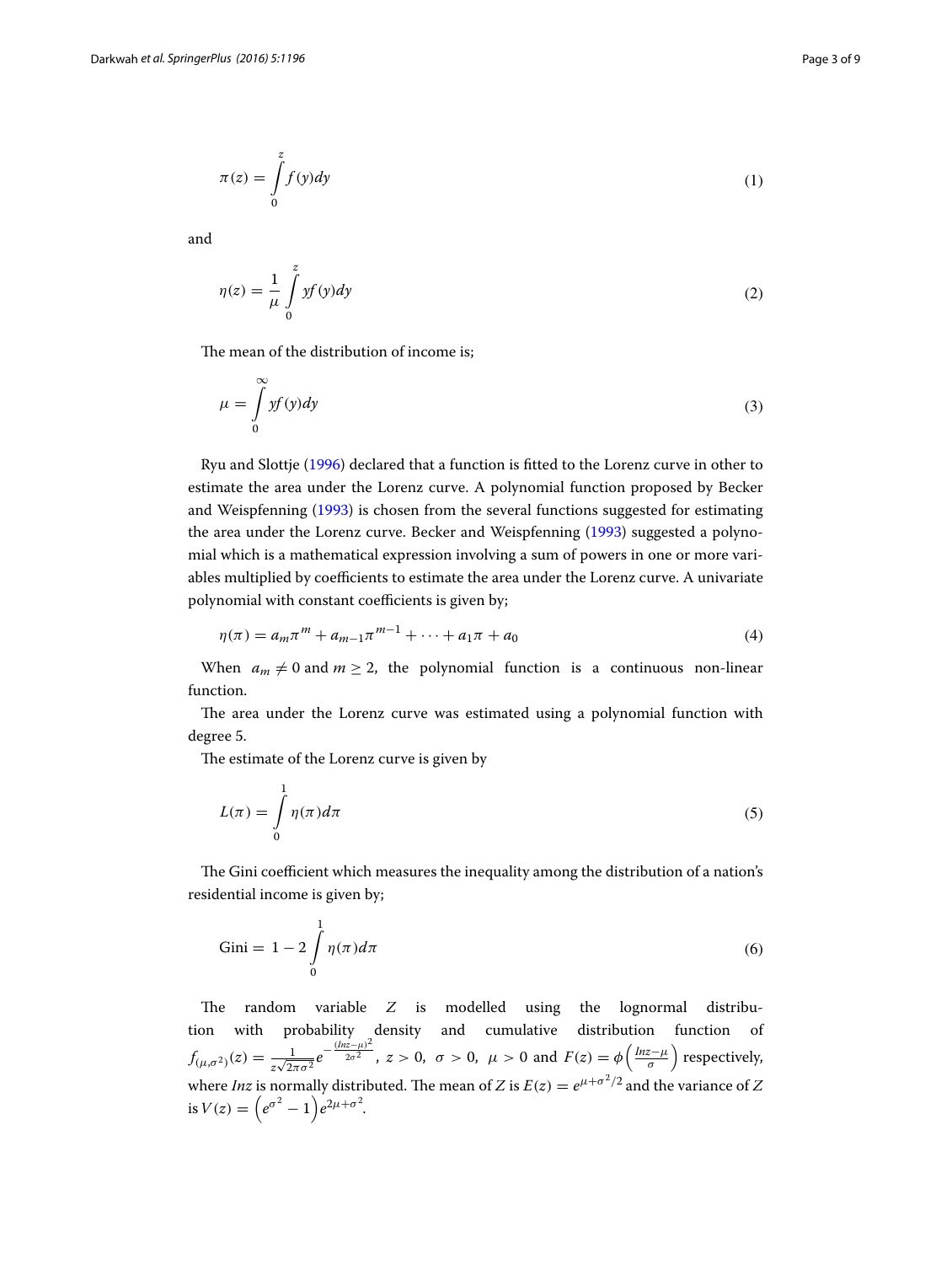$$\pi(z) = \int_0^z f(y)dy \tag{1}$$

and

$$\eta(z) = \frac{1}{\mu}\int_0^z yf(y)dy \tag{2}$$

The mean of the distribution of income is;

$$\mu = \int_0^\infty yf(y)dy \tag{3}$$

Ryu and Slottje (1996) declared that a function is fitted to the Lorenz curve in other to estimate the area under the Lorenz curve. A polynomial function proposed by Becker and Weispfenning (1993) is chosen from the several functions suggested for estimating the area under the Lorenz curve. Becker and Weispfenning (1993) suggested a polynomial which is a mathematical expression involving a sum of powers in one or more variables multiplied by coefficients to estimate the area under the Lorenz curve. A univariate polynomial with constant coefficients is given by;

$$\eta(\pi) = a_m\pi^m + a_{m-1}\pi^{m-1} + \cdots + a_1\pi + a_0 \tag{4}$$

When $a_m \neq 0$ and $m \geq 2$, the polynomial function is a continuous non-linear function.

The area under the Lorenz curve was estimated using a polynomial function with degree 5.

The estimate of the Lorenz curve is given by

$$L(\pi) = \int_0^1 \eta(\pi)d\pi \tag{5}$$

The Gini coefficient which measures the inequality among the distribution of a nation's residential income is given by;

$$\text{Gini} = 1 - 2\int_0^1 \eta(\pi)d\pi \tag{6}$$

The random variable $Z$ is modelled using the lognormal distribution with probability density and cumulative distribution function of $f_{(\mu,\sigma^2)}(z) = \frac{1}{z\sqrt{2\pi\sigma^2}}e^{-\frac{(lnz-\mu)^2}{2\sigma^2}}$, $z > 0$, $\sigma > 0$, $\mu > 0$ and $F(z) = \phi\left(\frac{lnz-\mu}{\sigma}\right)$ respectively, where $lnz$ is normally distributed. The mean of $Z$ is $E(z) = e^{\mu+\sigma^2/2}$ and the variance of $Z$ is $V(z) = \left(e^{\sigma^2} - 1\right)e^{2\mu+\sigma^2}$.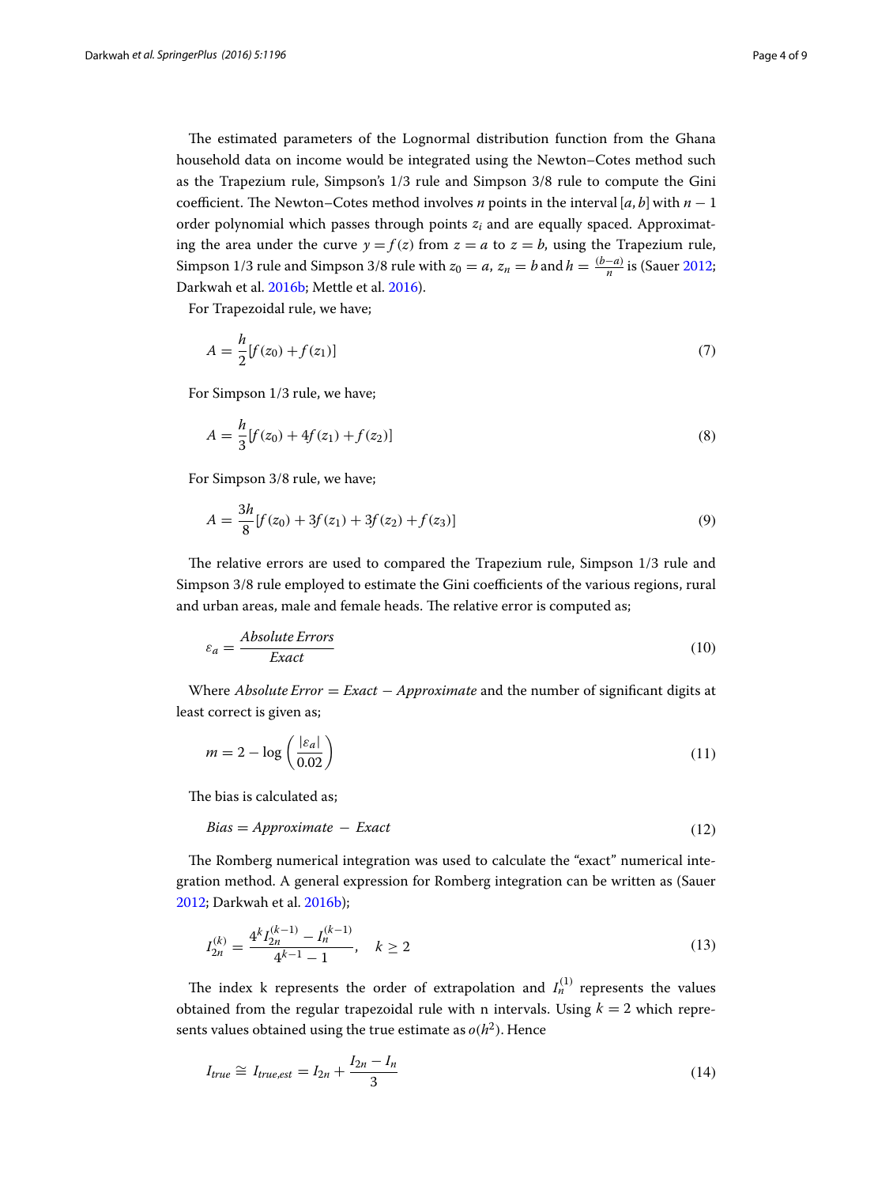The estimated parameters of the Lognormal distribution function from the Ghana household data on income would be integrated using the Newton–Cotes method such as the Trapezium rule, Simpson's 1/3 rule and Simpson 3/8 rule to compute the Gini coefficient. The Newton–Cotes method involves $n$ points in the interval $[a, b]$ with $n - 1$ order polynomial which passes through points $z_i$ and are equally spaced. Approximating the area under the curve $y = f(z)$ from $z = a$ to $z = b$, using the Trapezium rule, Simpson 1/3 rule and Simpson 3/8 rule with $z_0 = a$, $z_n = b$ and $h = \frac{(b-a)}{n}$ is (Sauer 2012; Darkwah et al. 2016b; Mettle et al. 2016).

For Trapezoidal rule, we have;

$$A = \frac{h}{2}[f(z_0) + f(z_1)] \tag{7}$$

For Simpson 1/3 rule, we have;

$$A = \frac{h}{3}[f(z_0) + 4f(z_1) + f(z_2)] \tag{8}$$

For Simpson 3/8 rule, we have;

$$A = \frac{3h}{8}[f(z_0) + 3f(z_1) + 3f(z_2) + f(z_3)] \tag{9}$$

The relative errors are used to compared the Trapezium rule, Simpson 1/3 rule and Simpson 3/8 rule employed to estimate the Gini coefficients of the various regions, rural and urban areas, male and female heads. The relative error is computed as;

$$\varepsilon_a = \frac{Absolute\ Errors}{Exact} \tag{10}$$

Where $Absolute\ Error = Exact - Approximate$ and the number of significant digits at least correct is given as;

$$m = 2 - \log\left(\frac{|\varepsilon_a|}{0.02}\right) \tag{11}$$

The bias is calculated as;

$$Bias = Approximate - Exact \tag{12}$$

The Romberg numerical integration was used to calculate the "exact" numerical integration method. A general expression for Romberg integration can be written as (Sauer 2012; Darkwah et al. 2016b);

$$I_{2n}^{(k)} = \frac{4^k I_{2n}^{(k-1)} - I_n^{(k-1)}}{4^{k-1} - 1}, \quad k \geq 2 \tag{13}$$

The index k represents the order of extrapolation and $I_n^{(1)}$ represents the values obtained from the regular trapezoidal rule with n intervals. Using $k = 2$ which represents values obtained using the true estimate as $o(h^2)$. Hence

$$I_{true} \cong I_{true,est} = I_{2n} + \frac{I_{2n} - I_n}{3} \tag{14}$$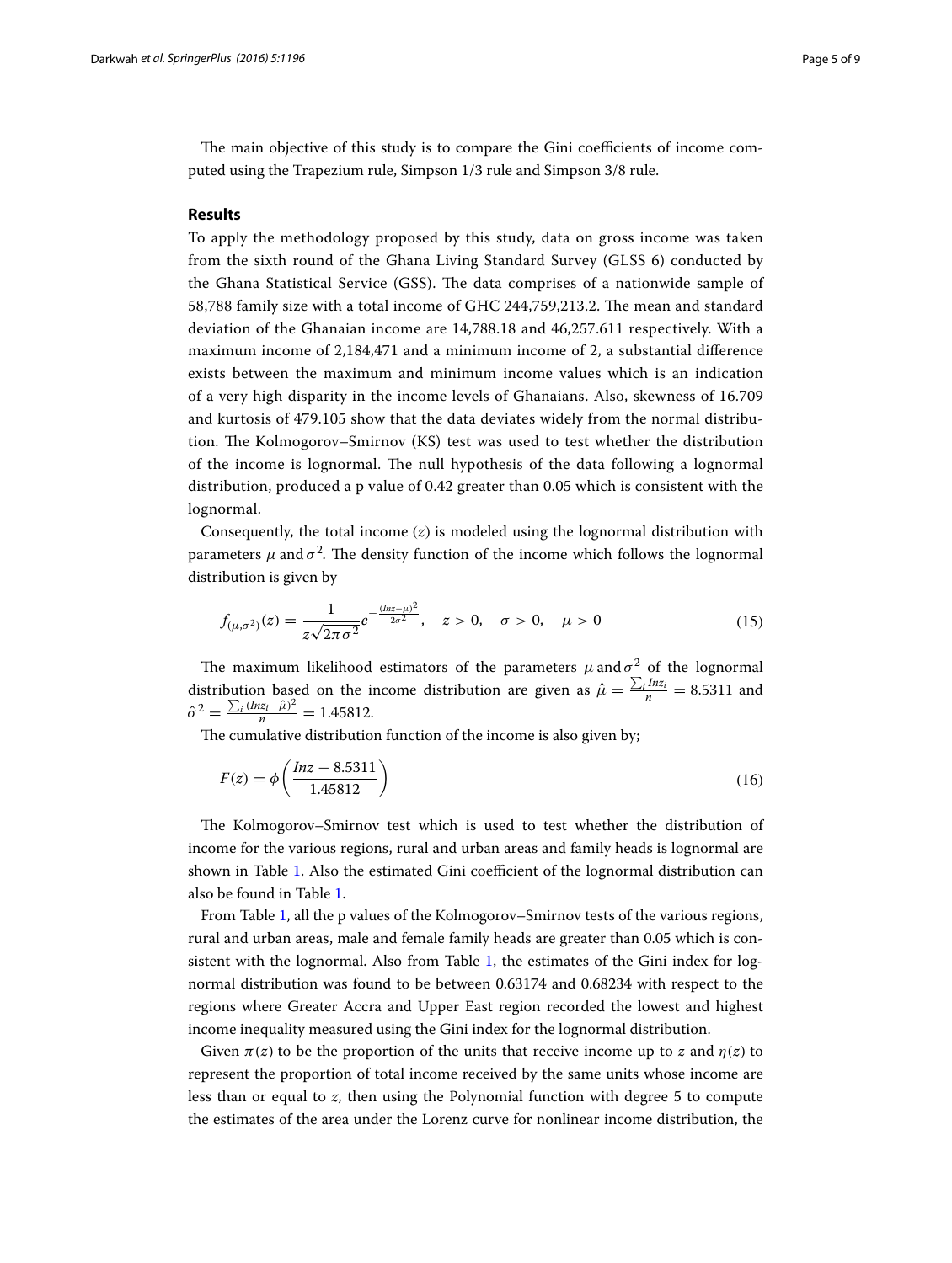The main objective of this study is to compare the Gini coefficients of income computed using the Trapezium rule, Simpson 1/3 rule and Simpson 3/8 rule.

## Results

To apply the methodology proposed by this study, data on gross income was taken from the sixth round of the Ghana Living Standard Survey (GLSS 6) conducted by the Ghana Statistical Service (GSS). The data comprises of a nationwide sample of 58,788 family size with a total income of GHC 244,759,213.2. The mean and standard deviation of the Ghanaian income are 14,788.18 and 46,257.611 respectively. With a maximum income of 2,184,471 and a minimum income of 2, a substantial difference exists between the maximum and minimum income values which is an indication of a very high disparity in the income levels of Ghanaians. Also, skewness of 16.709 and kurtosis of 479.105 show that the data deviates widely from the normal distribution. The Kolmogorov–Smirnov (KS) test was used to test whether the distribution of the income is lognormal. The null hypothesis of the data following a lognormal distribution, produced a p value of 0.42 greater than 0.05 which is consistent with the lognormal.

Consequently, the total income ($z$) is modeled using the lognormal distribution with parameters $\mu$ and $\sigma^2$. The density function of the income which follows the lognormal distribution is given by

$$f_{(\mu,\sigma^2)}(z) = \frac{1}{z\sqrt{2\pi\sigma^2}} e^{-\frac{(lnz-\mu)^2}{2\sigma^2}}, \quad z > 0, \quad \sigma > 0, \quad \mu > 0 \tag{15}$$

The maximum likelihood estimators of the parameters $\mu$ and $\sigma^2$ of the lognormal distribution based on the income distribution are given as $\hat{\mu} = \frac{\sum_i lnz_i}{n} = 8.5311$ and $\hat{\sigma}^2 = \frac{\sum_i (lnz_i - \hat{\mu})^2}{n} = 1.45812$.

The cumulative distribution function of the income is also given by;

$$F(z) = \phi\left(\frac{lnz - 8.5311}{1.45812}\right) \tag{16}$$

The Kolmogorov–Smirnov test which is used to test whether the distribution of income for the various regions, rural and urban areas and family heads is lognormal are shown in Table 1. Also the estimated Gini coefficient of the lognormal distribution can also be found in Table 1.

From Table 1, all the p values of the Kolmogorov–Smirnov tests of the various regions, rural and urban areas, male and female family heads are greater than 0.05 which is consistent with the lognormal. Also from Table 1, the estimates of the Gini index for lognormal distribution was found to be between 0.63174 and 0.68234 with respect to the regions where Greater Accra and Upper East region recorded the lowest and highest income inequality measured using the Gini index for the lognormal distribution.

Given $\pi(z)$ to be the proportion of the units that receive income up to $z$ and $\eta(z)$ to represent the proportion of total income received by the same units whose income are less than or equal to $z$, then using the Polynomial function with degree 5 to compute the estimates of the area under the Lorenz curve for nonlinear income distribution, the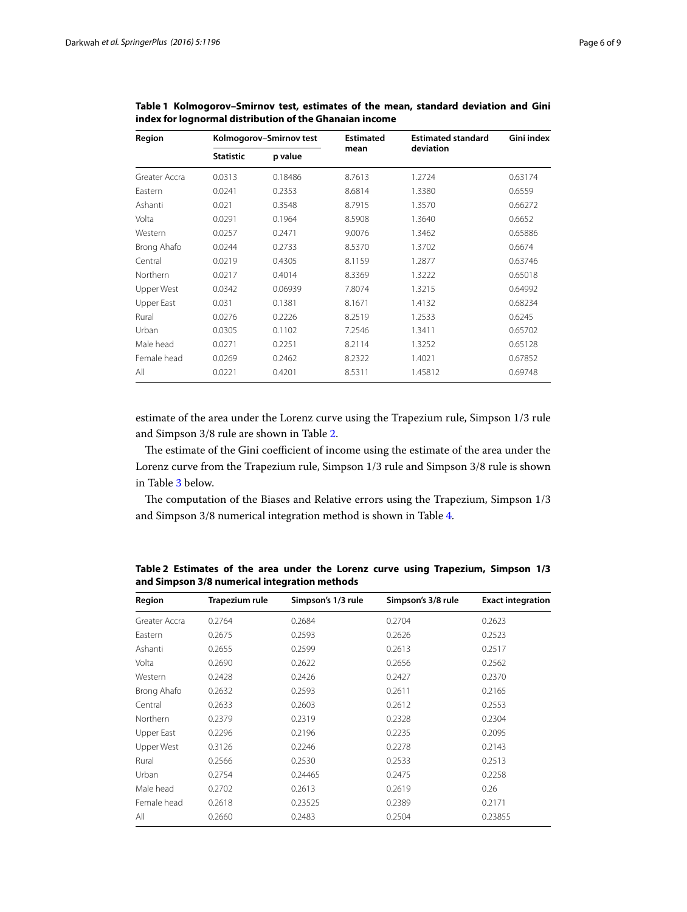**Table 1 Kolmogorov–Smirnov test, estimates of the mean, standard deviation and Gini index for lognormal distribution of the Ghanaian income**

| Region | Kolmogorov–Smirnov test | | Estimated mean | Estimated standard deviation | Gini index |
|---|---|---|---|---|---|
| | Statistic | p value | | | |
| Greater Accra | 0.0313 | 0.18486 | 8.7613 | 1.2724 | 0.63174 |
| Eastern | 0.0241 | 0.2353 | 8.6814 | 1.3380 | 0.6559 |
| Ashanti | 0.021 | 0.3548 | 8.7915 | 1.3570 | 0.66272 |
| Volta | 0.0291 | 0.1964 | 8.5908 | 1.3640 | 0.6652 |
| Western | 0.0257 | 0.2471 | 9.0076 | 1.3462 | 0.65886 |
| Brong Ahafo | 0.0244 | 0.2733 | 8.5370 | 1.3702 | 0.6674 |
| Central | 0.0219 | 0.4305 | 8.1159 | 1.2877 | 0.63746 |
| Northern | 0.0217 | 0.4014 | 8.3369 | 1.3222 | 0.65018 |
| Upper West | 0.0342 | 0.06939 | 7.8074 | 1.3215 | 0.64992 |
| Upper East | 0.031 | 0.1381 | 8.1671 | 1.4132 | 0.68234 |
| Rural | 0.0276 | 0.2226 | 8.2519 | 1.2533 | 0.6245 |
| Urban | 0.0305 | 0.1102 | 7.2546 | 1.3411 | 0.65702 |
| Male head | 0.0271 | 0.2251 | 8.2114 | 1.3252 | 0.65128 |
| Female head | 0.0269 | 0.2462 | 8.2322 | 1.4021 | 0.67852 |
| All | 0.0221 | 0.4201 | 8.5311 | 1.45812 | 0.69748 |

estimate of the area under the Lorenz curve using the Trapezium rule, Simpson 1/3 rule and Simpson 3/8 rule are shown in Table 2.

The estimate of the Gini coefficient of income using the estimate of the area under the Lorenz curve from the Trapezium rule, Simpson 1/3 rule and Simpson 3/8 rule is shown in Table 3 below.

The computation of the Biases and Relative errors using the Trapezium, Simpson 1/3 and Simpson 3/8 numerical integration method is shown in Table 4.

**Table 2 Estimates of the area under the Lorenz curve using Trapezium, Simpson 1/3 and Simpson 3/8 numerical integration methods**

| Region | Trapezium rule | Simpson's 1/3 rule | Simpson's 3/8 rule | Exact integration |
|---|---|---|---|---|
| Greater Accra | 0.2764 | 0.2684 | 0.2704 | 0.2623 |
| Eastern | 0.2675 | 0.2593 | 0.2626 | 0.2523 |
| Ashanti | 0.2655 | 0.2599 | 0.2613 | 0.2517 |
| Volta | 0.2690 | 0.2622 | 0.2656 | 0.2562 |
| Western | 0.2428 | 0.2426 | 0.2427 | 0.2370 |
| Brong Ahafo | 0.2632 | 0.2593 | 0.2611 | 0.2165 |
| Central | 0.2633 | 0.2603 | 0.2612 | 0.2553 |
| Northern | 0.2379 | 0.2319 | 0.2328 | 0.2304 |
| Upper East | 0.2296 | 0.2196 | 0.2235 | 0.2095 |
| Upper West | 0.3126 | 0.2246 | 0.2278 | 0.2143 |
| Rural | 0.2566 | 0.2530 | 0.2533 | 0.2513 |
| Urban | 0.2754 | 0.24465 | 0.2475 | 0.2258 |
| Male head | 0.2702 | 0.2613 | 0.2619 | 0.26 |
| Female head | 0.2618 | 0.23525 | 0.2389 | 0.2171 |
| All | 0.2660 | 0.2483 | 0.2504 | 0.23855 |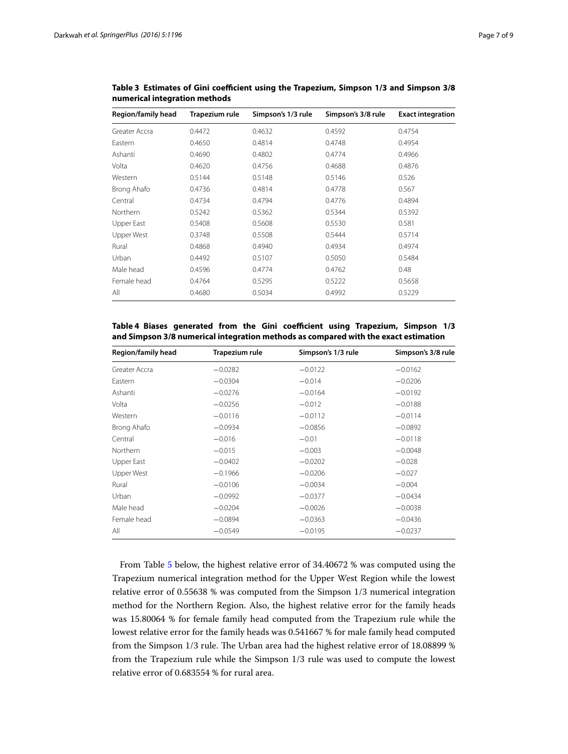**Table 3 Estimates of Gini coefficient using the Trapezium, Simpson 1/3 and Simpson 3/8 numerical integration methods**

| Region/family head | Trapezium rule | Simpson's 1/3 rule | Simpson's 3/8 rule | Exact integration |
|---|---|---|---|---|
| Greater Accra | 0.4472 | 0.4632 | 0.4592 | 0.4754 |
| Eastern | 0.4650 | 0.4814 | 0.4748 | 0.4954 |
| Ashanti | 0.4690 | 0.4802 | 0.4774 | 0.4966 |
| Volta | 0.4620 | 0.4756 | 0.4688 | 0.4876 |
| Western | 0.5144 | 0.5148 | 0.5146 | 0.526 |
| Brong Ahafo | 0.4736 | 0.4814 | 0.4778 | 0.567 |
| Central | 0.4734 | 0.4794 | 0.4776 | 0.4894 |
| Northern | 0.5242 | 0.5362 | 0.5344 | 0.5392 |
| Upper East | 0.5408 | 0.5608 | 0.5530 | 0.581 |
| Upper West | 0.3748 | 0.5508 | 0.5444 | 0.5714 |
| Rural | 0.4868 | 0.4940 | 0.4934 | 0.4974 |
| Urban | 0.4492 | 0.5107 | 0.5050 | 0.5484 |
| Male head | 0.4596 | 0.4774 | 0.4762 | 0.48 |
| Female head | 0.4764 | 0.5295 | 0.5222 | 0.5658 |
| All | 0.4680 | 0.5034 | 0.4992 | 0.5229 |

**Table 4 Biases generated from the Gini coefficient using Trapezium, Simpson 1/3 and Simpson 3/8 numerical integration methods as compared with the exact estimation**

| Region/family head | Trapezium rule | Simpson's 1/3 rule | Simpson's 3/8 rule |
|---|---|---|---|
| Greater Accra | −0.0282 | −0.0122 | −0.0162 |
| Eastern | −0.0304 | −0.014 | −0.0206 |
| Ashanti | −0.0276 | −0.0164 | −0.0192 |
| Volta | −0.0256 | −0.012 | −0.0188 |
| Western | −0.0116 | −0.0112 | −0.0114 |
| Brong Ahafo | −0.0934 | −0.0856 | −0.0892 |
| Central | −0.016 | −0.01 | −0.0118 |
| Northern | −0.015 | −0.003 | −0.0048 |
| Upper East | −0.0402 | −0.0202 | −0.028 |
| Upper West | −0.1966 | −0.0206 | −0.027 |
| Rural | −0.0106 | −0.0034 | −0.004 |
| Urban | −0.0992 | −0.0377 | −0.0434 |
| Male head | −0.0204 | −0.0026 | −0.0038 |
| Female head | −0.0894 | −0.0363 | −0.0436 |
| All | −0.0549 | −0.0195 | −0.0237 |

From Table 5 below, the highest relative error of 34.40672 % was computed using the Trapezium numerical integration method for the Upper West Region while the lowest relative error of 0.55638 % was computed from the Simpson 1/3 numerical integration method for the Northern Region. Also, the highest relative error for the family heads was 15.80064 % for female family head computed from the Trapezium rule while the lowest relative error for the family heads was 0.541667 % for male family head computed from the Simpson 1/3 rule. The Urban area had the highest relative error of 18.08899 % from the Trapezium rule while the Simpson 1/3 rule was used to compute the lowest relative error of 0.683554 % for rural area.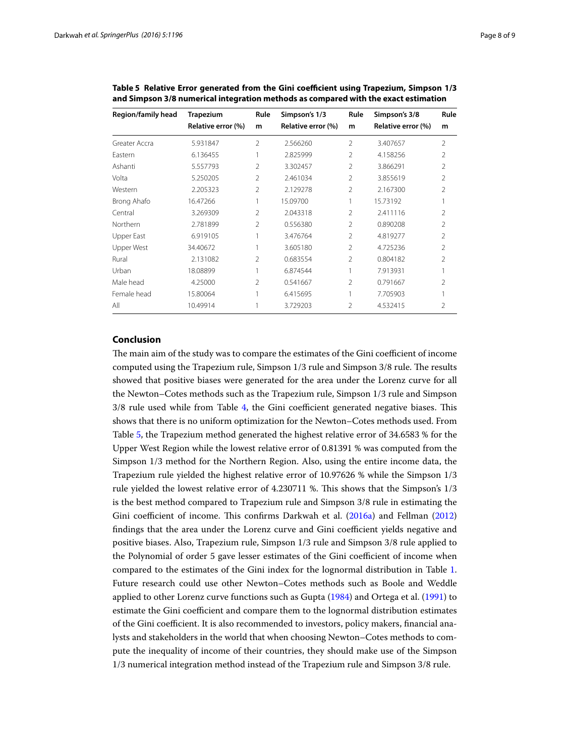**Table 5 Relative Error generated from the Gini coefficient using Trapezium, Simpson 1/3 and Simpson 3/8 numerical integration methods as compared with the exact estimation**

| Region/family head | Trapezium Relative error (%) | Rule m | Simpson's 1/3 Relative error (%) | Rule m | Simpson's 3/8 Relative error (%) | Rule m |
|---|---|---|---|---|---|---|
| Greater Accra | 5.931847 | 2 | 2.566260 | 2 | 3.407657 | 2 |
| Eastern | 6.136455 | 1 | 2.825999 | 2 | 4.158256 | 2 |
| Ashanti | 5.557793 | 2 | 3.302457 | 2 | 3.866291 | 2 |
| Volta | 5.250205 | 2 | 2.461034 | 2 | 3.855619 | 2 |
| Western | 2.205323 | 2 | 2.129278 | 2 | 2.167300 | 2 |
| Brong Ahafo | 16.47266 | 1 | 15.09700 | 1 | 15.73192 | 1 |
| Central | 3.269309 | 2 | 2.043318 | 2 | 2.411116 | 2 |
| Northern | 2.781899 | 2 | 0.556380 | 2 | 0.890208 | 2 |
| Upper East | 6.919105 | 1 | 3.476764 | 2 | 4.819277 | 2 |
| Upper West | 34.40672 | 1 | 3.605180 | 2 | 4.725236 | 2 |
| Rural | 2.131082 | 2 | 0.683554 | 2 | 0.804182 | 2 |
| Urban | 18.08899 | 1 | 6.874544 | 1 | 7.913931 | 1 |
| Male head | 4.25000 | 2 | 0.541667 | 2 | 0.791667 | 2 |
| Female head | 15.80064 | 1 | 6.415695 | 1 | 7.705903 | 1 |
| All | 10.49914 | 1 | 3.729203 | 2 | 4.532415 | 2 |

## Conclusion

The main aim of the study was to compare the estimates of the Gini coefficient of income computed using the Trapezium rule, Simpson 1/3 rule and Simpson 3/8 rule. The results showed that positive biases were generated for the area under the Lorenz curve for all the Newton–Cotes methods such as the Trapezium rule, Simpson 1/3 rule and Simpson 3/8 rule used while from Table 4, the Gini coefficient generated negative biases. This shows that there is no uniform optimization for the Newton–Cotes methods used. From Table 5, the Trapezium method generated the highest relative error of 34.6583 % for the Upper West Region while the lowest relative error of 0.81391 % was computed from the Simpson 1/3 method for the Northern Region. Also, using the entire income data, the Trapezium rule yielded the highest relative error of 10.97626 % while the Simpson 1/3 rule yielded the lowest relative error of 4.230711 %. This shows that the Simpson's 1/3 is the best method compared to Trapezium rule and Simpson 3/8 rule in estimating the Gini coefficient of income. This confirms Darkwah et al. (2016a) and Fellman (2012) findings that the area under the Lorenz curve and Gini coefficient yields negative and positive biases. Also, Trapezium rule, Simpson 1/3 rule and Simpson 3/8 rule applied to the Polynomial of order 5 gave lesser estimates of the Gini coefficient of income when compared to the estimates of the Gini index for the lognormal distribution in Table 1. Future research could use other Newton–Cotes methods such as Boole and Weddle applied to other Lorenz curve functions such as Gupta (1984) and Ortega et al. (1991) to estimate the Gini coefficient and compare them to the lognormal distribution estimates of the Gini coefficient. It is also recommended to investors, policy makers, financial analysts and stakeholders in the world that when choosing Newton–Cotes methods to compute the inequality of income of their countries, they should make use of the Simpson 1/3 numerical integration method instead of the Trapezium rule and Simpson 3/8 rule.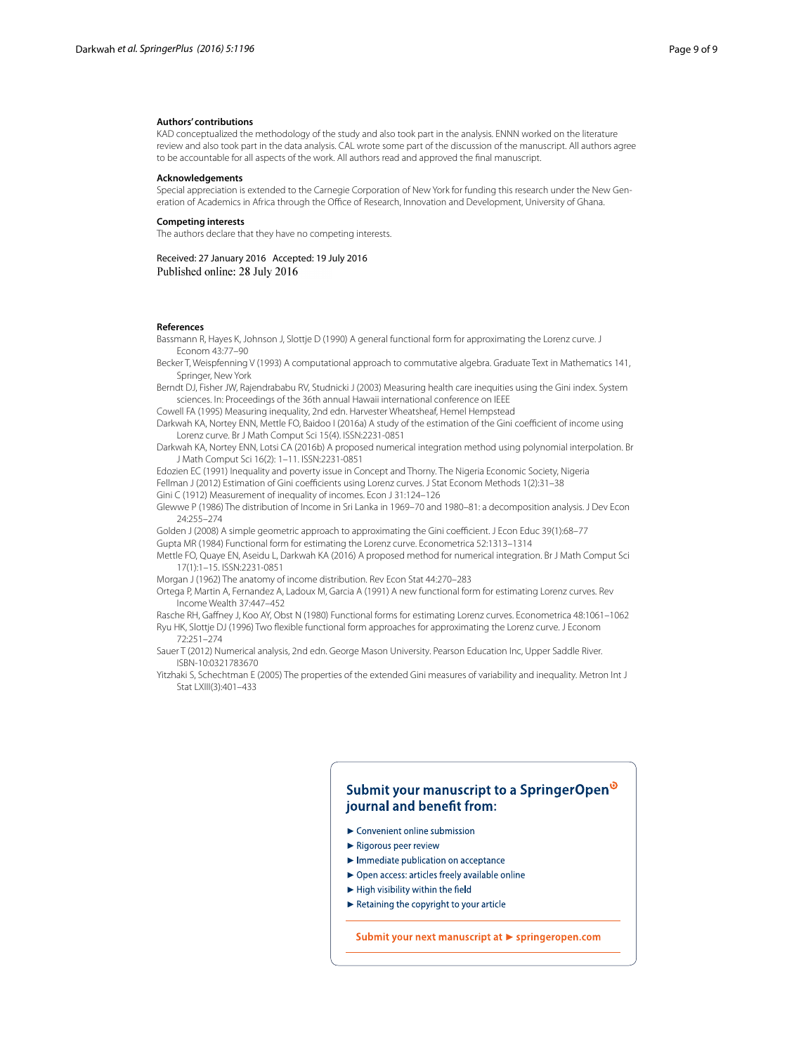### Authors' contributions

KAD conceptualized the methodology of the study and also took part in the analysis. ENNN worked on the literature review and also took part in the data analysis. CAL wrote some part of the discussion of the manuscript. All authors agree to be accountable for all aspects of the work. All authors read and approved the final manuscript.

### Acknowledgements

Special appreciation is extended to the Carnegie Corporation of New York for funding this research under the New Generation of Academics in Africa through the Office of Research, Innovation and Development, University of Ghana.

### Competing interests

The authors declare that they have no competing interests.

Received: 27 January 2016 Accepted: 19 July 2016
Published online: 28 July 2016

### References

- Bassmann R, Hayes K, Johnson J, Slottje D (1990) A general functional form for approximating the Lorenz curve. J Econom 43:77–90
- Becker T, Weispfenning V (1993) A computational approach to commutative algebra. Graduate Text in Mathematics 141, Springer, New York
- Berndt DJ, Fisher JW, Rajendrababu RV, Studnicki J (2003) Measuring health care inequities using the Gini index. System sciences. In: Proceedings of the 36th annual Hawaii international conference on IEEE
- Cowell FA (1995) Measuring inequality, 2nd edn. Harvester Wheatsheaf, Hemel Hempstead
- Darkwah KA, Nortey ENN, Mettle FO, Baidoo I (2016a) A study of the estimation of the Gini coefficient of income using Lorenz curve. Br J Math Comput Sci 15(4). ISSN:2231-0851
- Darkwah KA, Nortey ENN, Lotsi CA (2016b) A proposed numerical integration method using polynomial interpolation. Br J Math Comput Sci 16(2): 1–11. ISSN:2231-0851
- Edozien EC (1991) Inequality and poverty issue in Concept and Thorny. The Nigeria Economic Society, Nigeria
- Fellman J (2012) Estimation of Gini coefficients using Lorenz curves. J Stat Econom Methods 1(2):31–38
- Gini C (1912) Measurement of inequality of incomes. Econ J 31:124–126
- Glewwe P (1986) The distribution of Income in Sri Lanka in 1969–70 and 1980–81: a decomposition analysis. J Dev Econ 24:255–274
- Golden J (2008) A simple geometric approach to approximating the Gini coefficient. J Econ Educ 39(1):68–77
- Gupta MR (1984) Functional form for estimating the Lorenz curve. Econometrica 52:1313–1314
- Mettle FO, Quaye EN, Aseidu L, Darkwah KA (2016) A proposed method for numerical integration. Br J Math Comput Sci 17(1):1–15. ISSN:2231-0851
- Morgan J (1962) The anatomy of income distribution. Rev Econ Stat 44:270–283
- Ortega P, Martin A, Fernandez A, Ladoux M, Garcia A (1991) A new functional form for estimating Lorenz curves. Rev Income Wealth 37:447–452
- Rasche RH, Gaffney J, Koo AY, Obst N (1980) Functional forms for estimating Lorenz curves. Econometrica 48:1061–1062
- Ryu HK, Slottje DJ (1996) Two flexible functional form approaches for approximating the Lorenz curve. J Econom 72:251–274
- Sauer T (2012) Numerical analysis, 2nd edn. George Mason University. Pearson Education Inc, Upper Saddle River. ISBN-10:0321783670
- Yitzhaki S, Schechtman E (2005) The properties of the extended Gini measures of variability and inequality. Metron Int J Stat LXIII(3):401–433

**Submit your manuscript to a SpringerOpen journal and benefit from:**

- ► Convenient online submission
- ► Rigorous peer review
- ► Immediate publication on acceptance
- ► Open access: articles freely available online
- ► High visibility within the field
- ► Retaining the copyright to your article

**Submit your next manuscript at ► springeropen.com**